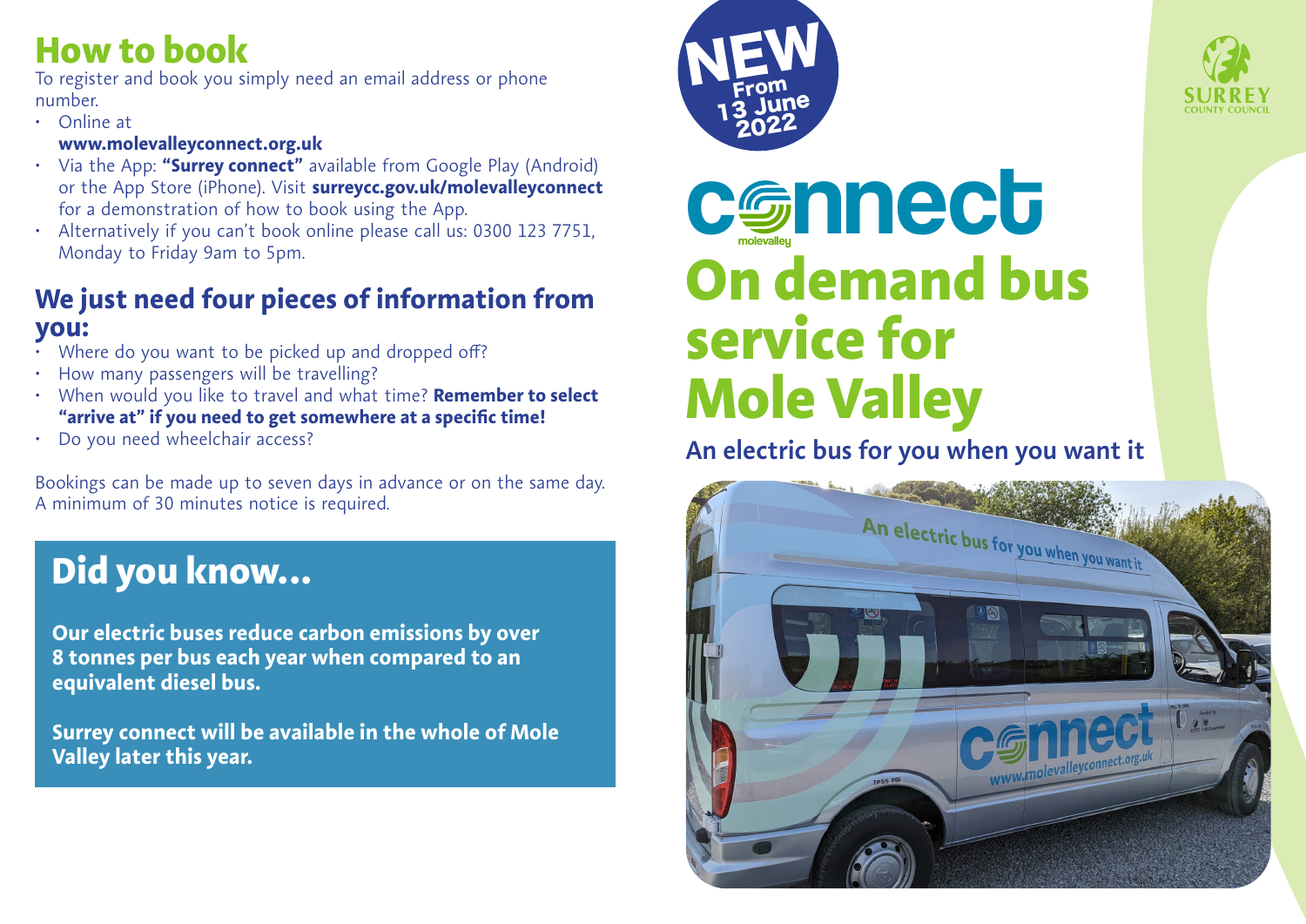## How to book

To register and book you simply need an email address or phone number.

- Online at **www.molevalleyconnect.org.uk**
- Via the App: **"Surrey connect"** available from Google Play (Android) or the App Store (iPhone). Visit **surreycc.gov.uk/molevalleyconnect** for a demonstration of how to book using the App.
- Alternatively if you can't book online please call us: 0300 123 7751, Monday to Friday 9am to 5pm.

### We just need four pieces of information from you:

- Where do you want to be picked up and dropped off?
- How many passengers will be travelling?
- When would you like to travel and what time? **Remember to select "arrive at" if you need to get somewhere at a specific time!**
- Do you need wheelchair access?

Bookings can be made up to seven days in advance or on the same day. A minimum of 30 minutes notice is required.

## Did you know...

**Our electric buses reduce carbon emissions by over 8 tonnes per bus each year when compared to an equivalent diesel bus.**

**Surrey connect will be available in the whole of Mole Valley later this year.**

**NEW From 13 June 2022**

SURREY COUNTY COUNCIL

# connect molevalley

# On demand bus service for Mole Valley

**An electric bus for you when you want it**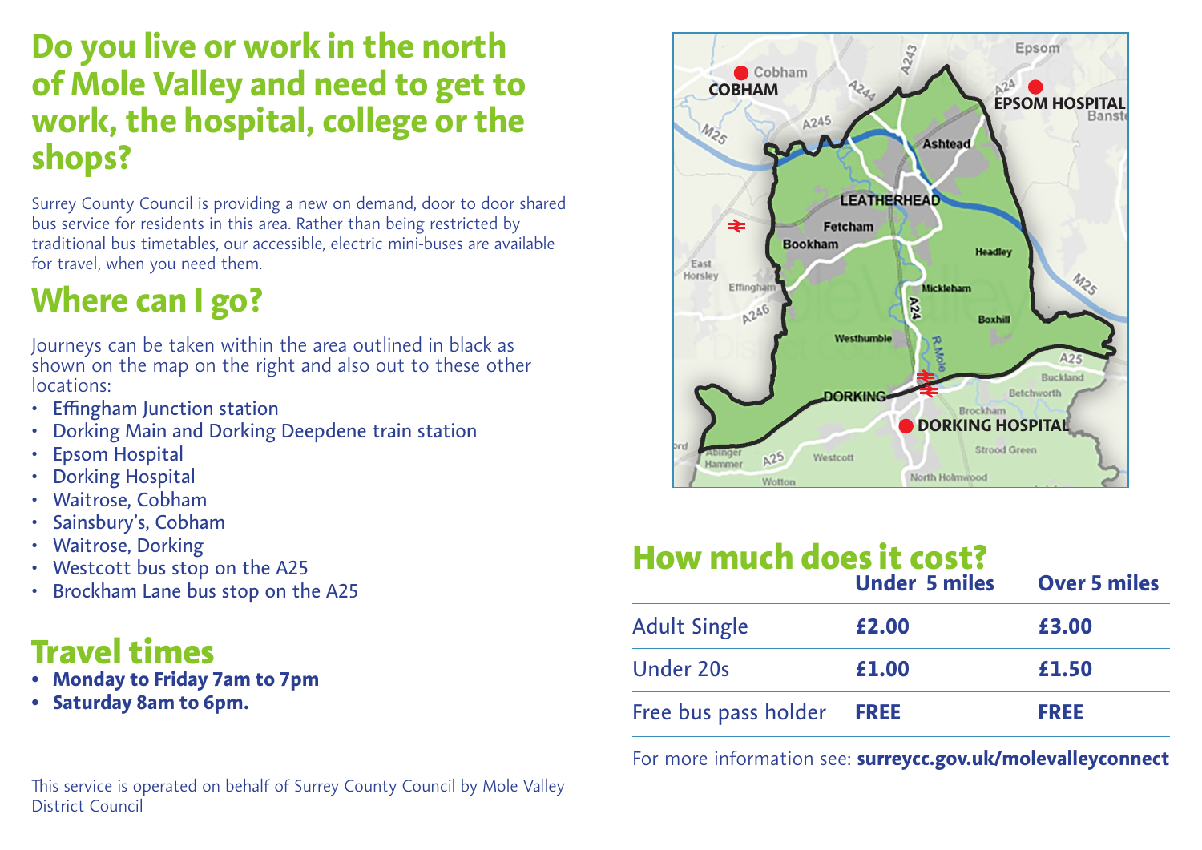# Do you live or work in the north of Mole Valley and need to get to work, the hospital, college or the shops?

Surrey County Council is providing a new on demand, door to door shared bus service for residents in this area. Rather than being restricted by traditional bus timetables, our accessible, electric mini-buses are available for travel, when you need them.

## Where can I go?

Journeys can be taken within the area outlined in black as shown on the map on the right and also out to these other locations:

- Effingham Junction station
- Dorking Main and Dorking Deepdene train station
- Epsom Hospital
- Dorking Hospital
- Waitrose, Cobham
- Sainsbury's, Cobham
- Waitrose, Dorking
- Westcott bus stop on the A25
- Brockham Lane bus stop on the A25

## Travel times

- **Monday to Friday 7am to 7pm**
- **Saturday 8am to 6pm.**

This service is operated on behalf of Surrey County Council by Mole Valley District Council

## How much does it cost?

| | Under 5 miles | Over 5 miles |
|---|---|---|
| Adult Single | **£2.00** | **£3.00** |
| Under 20s | **£1.00** | **£1.50** |
| Free bus pass holder | **FREE** | **FREE** |

For more information see: **surreycc.gov.uk/molevalleyconnect**